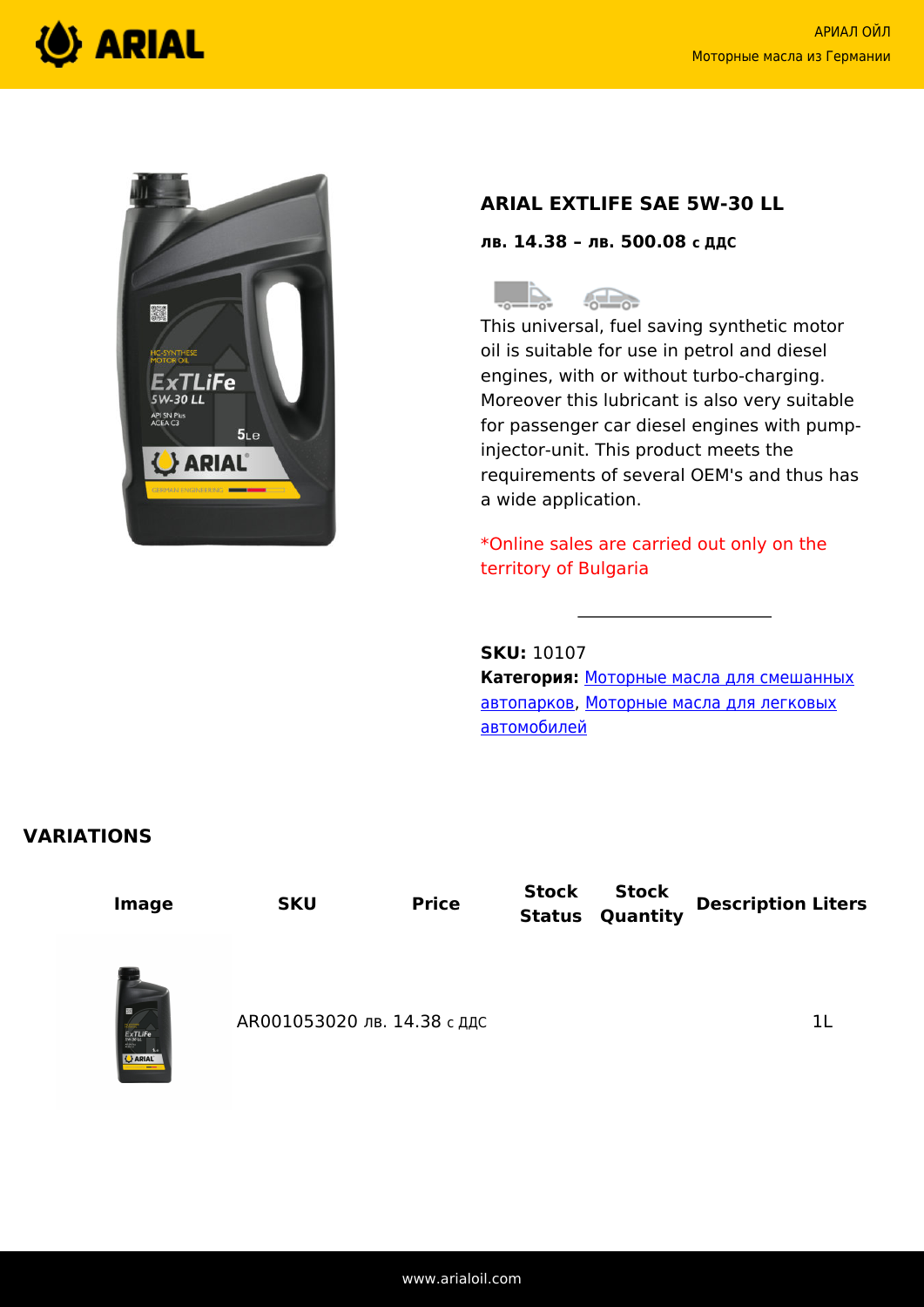# ARIAL EXTLIFE SAE 5W-30 LL

**лв. 14.38 – лв. 500.08 с ДДС**

This universal, fuel saving synthetic motor oil is suitable for use in petrol and diesel engines, with or without turbo-charging. Moreover this lubricant is also very suitable for passenger car diesel engines with pump-injector-unit. This product meets the requirements of several OEM's and thus has a wide application.

*Online sales are carried out only on the territory of Bulgaria

**SKU:** 10107

**Категория:** Моторные масла для смешанных автопарков, Моторные масла для легковых автомобилей

## VARIATIONS

| Image | SKU | Price | Stock Status | Stock Quantity | Description | Liters |
|---|---|---|---|---|---|---|
| | AR001053020 | лв. 14.38 с ДДС | | | | 1L |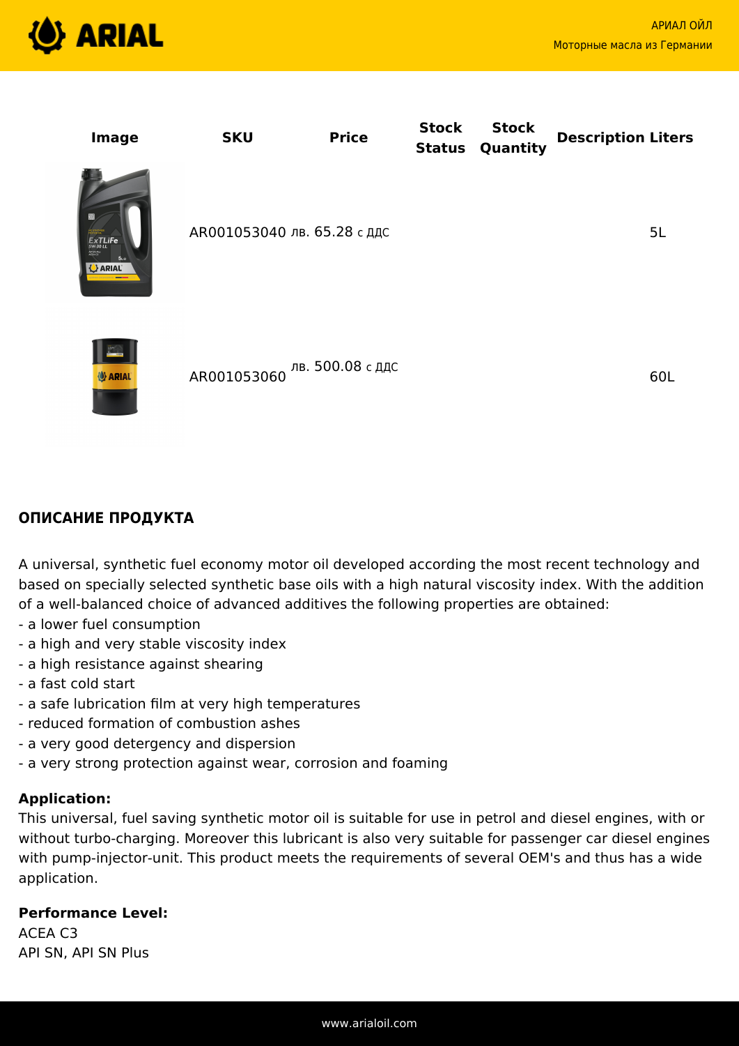| Image | SKU | Price | Stock Status | Stock Quantity | Description | Liters |
|---|---|---|---|---|---|---|
| | AR001053040 | лв. 65.28 с ДДС | | | | 5L |
| | AR001053060 | лв. 500.08 с ДДС | | | | 60L |

## ОПИСАНИЕ ПРОДУКТА

A universal, synthetic fuel economy motor oil developed according the most recent technology and based on specially selected synthetic base oils with a high natural viscosity index. With the addition of a well-balanced choice of advanced additives the following properties are obtained:

- a lower fuel consumption
- a high and very stable viscosity index
- a high resistance against shearing
- a fast cold start
- a safe lubrication film at very high temperatures
- reduced formation of combustion ashes
- a very good detergency and dispersion
- a very strong protection against wear, corrosion and foaming

**Application:**
This universal, fuel saving synthetic motor oil is suitable for use in petrol and diesel engines, with or without turbo-charging. Moreover this lubricant is also very suitable for passenger car diesel engines with pump-injector-unit. This product meets the requirements of several OEM's and thus has a wide application.

**Performance Level:**
ACEA C3
API SN, API SN Plus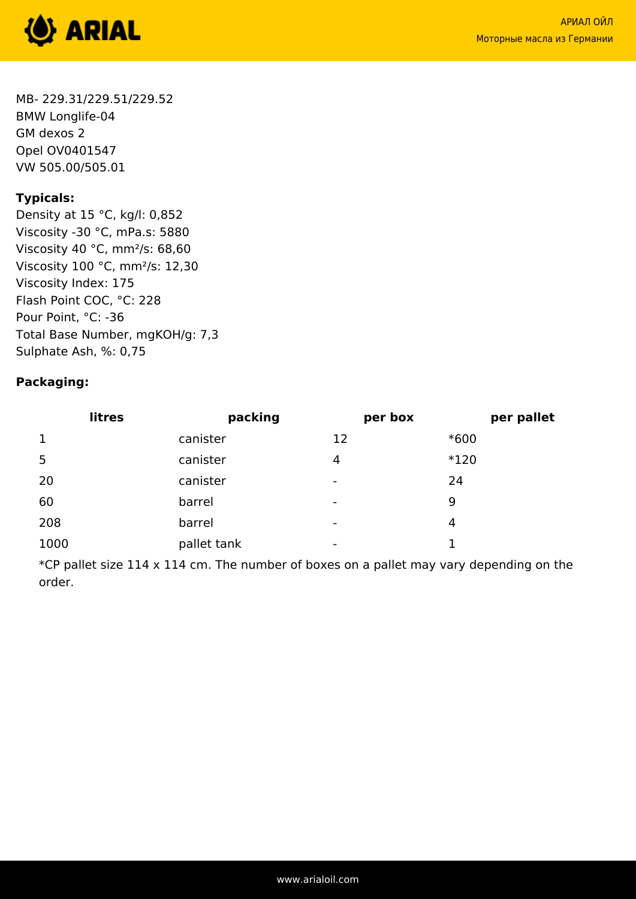MB- 229.31/229.51/229.52
BMW Longlife-04
GM dexos 2
Opel OV0401547
VW 505.00/505.01

**Typicals:**

Density at 15 °C, kg/l: 0,852
Viscosity -30 °C, mPa.s: 5880
Viscosity 40 °C, mm²/s: 68,60
Viscosity 100 °C, mm²/s: 12,30
Viscosity Index: 175
Flash Point COC, °C: 228
Pour Point, °C: -36
Total Base Number, mgKOH/g: 7,3
Sulphate Ash, %: 0,75

**Packaging:**

| litres | packing | per box | per pallet |
|---|---|---|---|
| 1 | canister | 12 | *600 |
| 5 | canister | 4 | *120 |
| 20 | canister | - | 24 |
| 60 | barrel | - | 9 |
| 208 | barrel | - | 4 |
| 1000 | pallet tank | - | 1 |

*CP pallet size 114 x 114 cm. The number of boxes on a pallet may vary depending on the order.